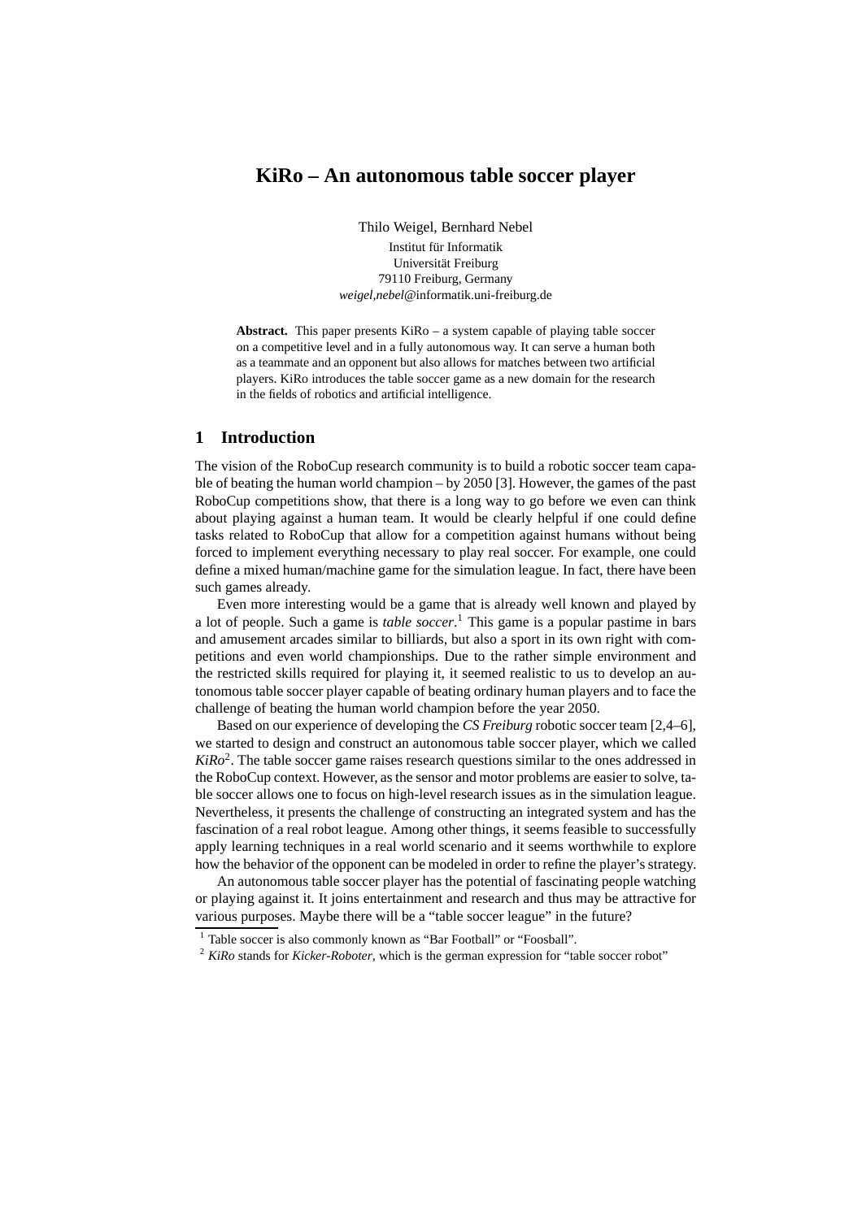# KiRo – An autonomous table soccer player

Thilo Weigel, Bernhard Nebel

Institut für Informatik
Universität Freiburg
79110 Freiburg, Germany
*weigel,nebel*@informatik.uni-freiburg.de

**Abstract.** This paper presents KiRo – a system capable of playing table soccer on a competitive level and in a fully autonomous way. It can serve a human both as a teammate and an opponent but also allows for matches between two artificial players. KiRo introduces the table soccer game as a new domain for the research in the fields of robotics and artificial intelligence.

## 1 Introduction

The vision of the RoboCup research community is to build a robotic soccer team capable of beating the human world champion – by 2050 [3]. However, the games of the past RoboCup competitions show, that there is a long way to go before we even can think about playing against a human team. It would be clearly helpful if one could define tasks related to RoboCup that allow for a competition against humans without being forced to implement everything necessary to play real soccer. For example, one could define a mixed human/machine game for the simulation league. In fact, there have been such games already.

Even more interesting would be a game that is already well known and played by a lot of people. Such a game is *table soccer*.[1] This game is a popular pastime in bars and amusement arcades similar to billiards, but also a sport in its own right with competitions and even world championships. Due to the rather simple environment and the restricted skills required for playing it, it seemed realistic to us to develop an autonomous table soccer player capable of beating ordinary human players and to face the challenge of beating the human world champion before the year 2050.

Based on our experience of developing the *CS Freiburg* robotic soccer team [2,4–6], we started to design and construct an autonomous table soccer player, which we called *KiRo*[2]. The table soccer game raises research questions similar to the ones addressed in the RoboCup context. However, as the sensor and motor problems are easier to solve, table soccer allows one to focus on high-level research issues as in the simulation league. Nevertheless, it presents the challenge of constructing an integrated system and has the fascination of a real robot league. Among other things, it seems feasible to successfully apply learning techniques in a real world scenario and it seems worthwhile to explore how the behavior of the opponent can be modeled in order to refine the player's strategy.

An autonomous table soccer player has the potential of fascinating people watching or playing against it. It joins entertainment and research and thus may be attractive for various purposes. Maybe there will be a "table soccer league" in the future?

[1] Table soccer is also commonly known as "Bar Football" or "Foosball".

[2] *KiRo* stands for *Kicker-Roboter*, which is the german expression for "table soccer robot"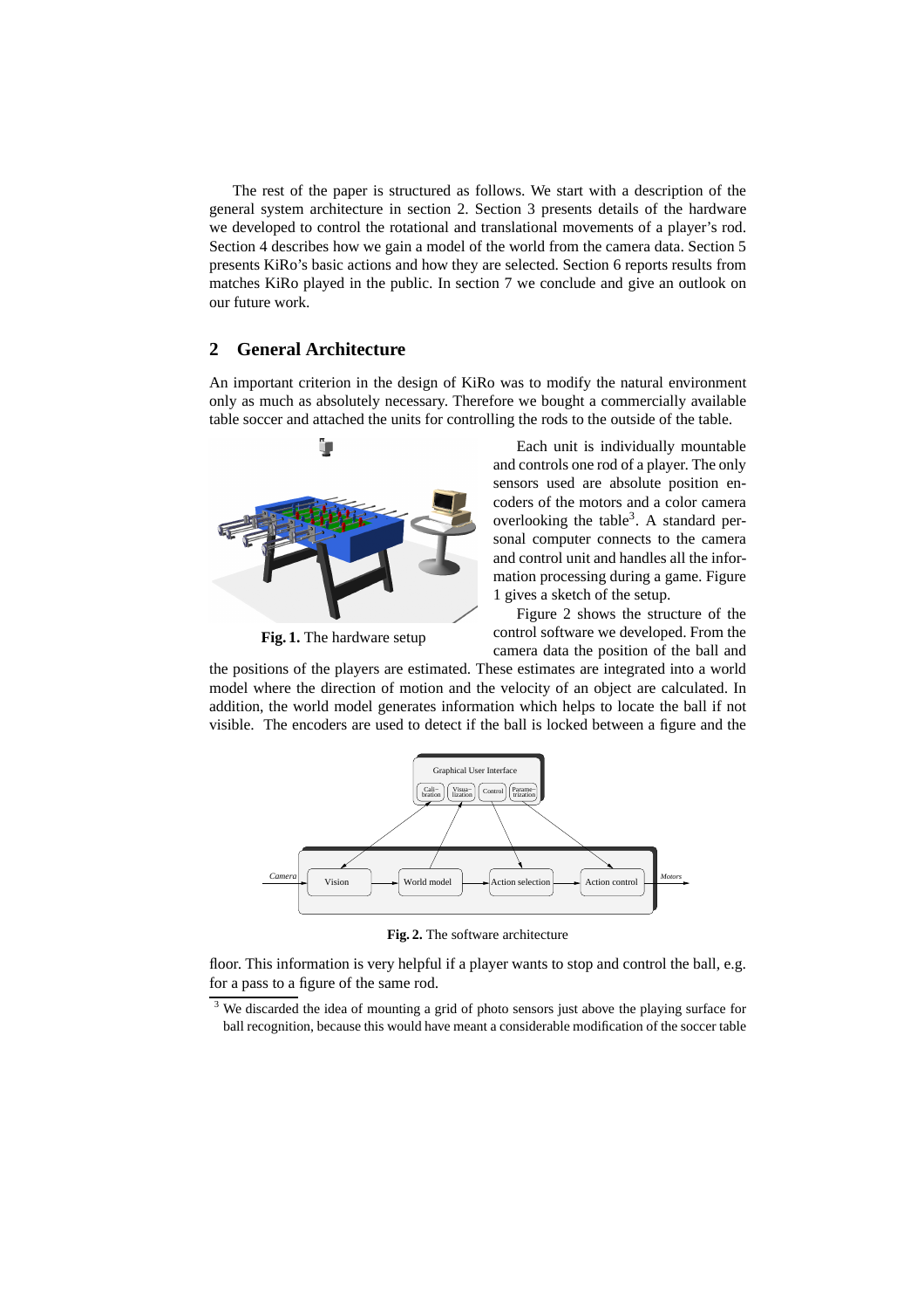The rest of the paper is structured as follows. We start with a description of the general system architecture in section 2. Section 3 presents details of the hardware we developed to control the rotational and translational movements of a player's rod. Section 4 describes how we gain a model of the world from the camera data. Section 5 presents KiRo's basic actions and how they are selected. Section 6 reports results from matches KiRo played in the public. In section 7 we conclude and give an outlook on our future work.

## 2 General Architecture

An important criterion in the design of KiRo was to modify the natural environment only as much as absolutely necessary. Therefore we bought a commercially available table soccer and attached the units for controlling the rods to the outside of the table.

**Fig. 1.** The hardware setup

Each unit is individually mountable and controls one rod of a player. The only sensors used are absolute position encoders of the motors and a color camera overlooking the table[3]. A standard personal computer connects to the camera and control unit and handles all the information processing during a game. Figure 1 gives a sketch of the setup.

Figure 2 shows the structure of the control software we developed. From the camera data the position of the ball and the positions of the players are estimated. These estimates are integrated into a world model where the direction of motion and the velocity of an object are calculated. In addition, the world model generates information which helps to locate the ball if not visible. The encoders are used to detect if the ball is locked between a figure and the floor. This information is very helpful if a player wants to stop and control the ball, e.g. for a pass to a figure of the same rod.

**Fig. 2.** The software architecture

[3] We discarded the idea of mounting a grid of photo sensors just above the playing surface for ball recognition, because this would have meant a considerable modification of the soccer table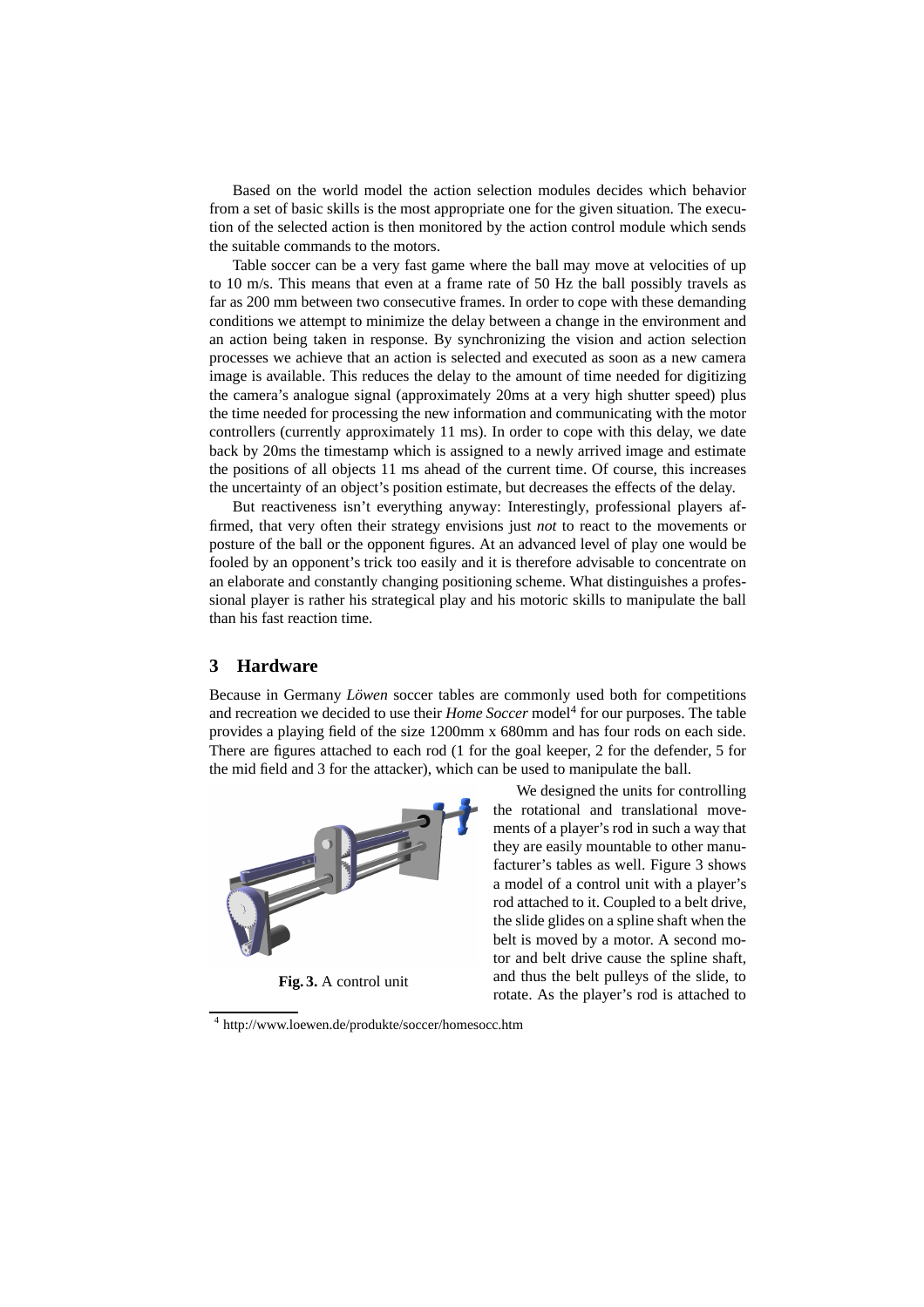Based on the world model the action selection modules decides which behavior from a set of basic skills is the most appropriate one for the given situation. The execution of the selected action is then monitored by the action control module which sends the suitable commands to the motors.

Table soccer can be a very fast game where the ball may move at velocities of up to 10 m/s. This means that even at a frame rate of 50 Hz the ball possibly travels as far as 200 mm between two consecutive frames. In order to cope with these demanding conditions we attempt to minimize the delay between a change in the environment and an action being taken in response. By synchronizing the vision and action selection processes we achieve that an action is selected and executed as soon as a new camera image is available. This reduces the delay to the amount of time needed for digitizing the camera's analogue signal (approximately 20ms at a very high shutter speed) plus the time needed for processing the new information and communicating with the motor controllers (currently approximately 11 ms). In order to cope with this delay, we date back by 20ms the timestamp which is assigned to a newly arrived image and estimate the positions of all objects 11 ms ahead of the current time. Of course, this increases the uncertainty of an object's position estimate, but decreases the effects of the delay.

But reactiveness isn't everything anyway: Interestingly, professional players affirmed, that very often their strategy envisions just *not* to react to the movements or posture of the ball or the opponent figures. At an advanced level of play one would be fooled by an opponent's trick too easily and it is therefore advisable to concentrate on an elaborate and constantly changing positioning scheme. What distinguishes a professional player is rather his strategical play and his motoric skills to manipulate the ball than his fast reaction time.

## 3 Hardware

Because in Germany *Löwen* soccer tables are commonly used both for competitions and recreation we decided to use their *Home Soccer* model[4] for our purposes. The table provides a playing field of the size 1200mm x 680mm and has four rods on each side. There are figures attached to each rod (1 for the goal keeper, 2 for the defender, 5 for the mid field and 3 for the attacker), which can be used to manipulate the ball.

**Fig. 3.** A control unit

We designed the units for controlling the rotational and translational movements of a player's rod in such a way that they are easily mountable to other manufacturer's tables as well. Figure 3 shows a model of a control unit with a player's rod attached to it. Coupled to a belt drive, the slide glides on a spline shaft when the belt is moved by a motor. A second motor and belt drive cause the spline shaft, and thus the belt pulleys of the slide, to rotate. As the player's rod is attached to

[4] http://www.loewen.de/produkte/soccer/homesocc.htm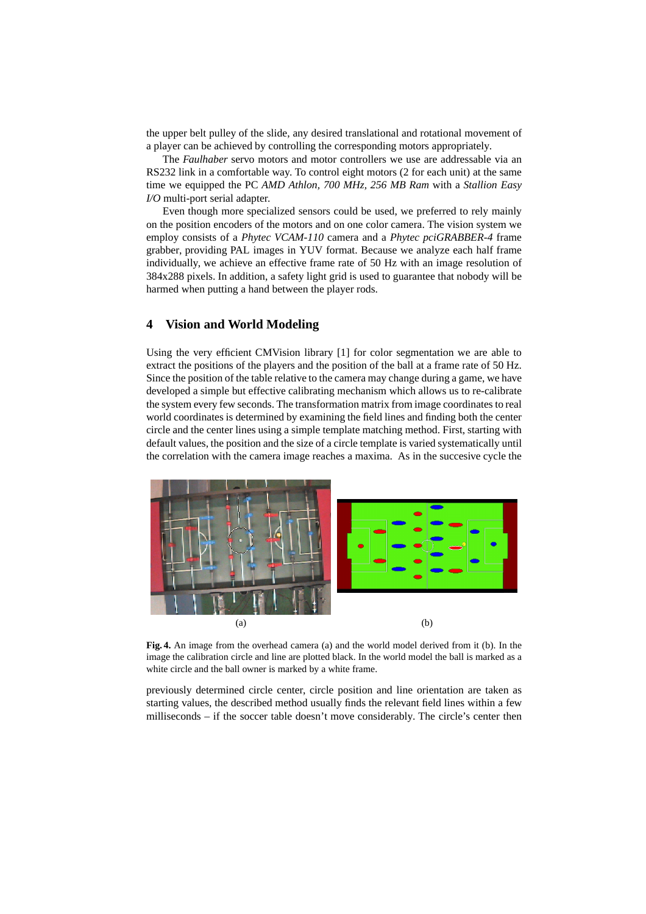the upper belt pulley of the slide, any desired translational and rotational movement of a player can be achieved by controlling the corresponding motors appropriately.

The *Faulhaber* servo motors and motor controllers we use are addressable via an RS232 link in a comfortable way. To control eight motors (2 for each unit) at the same time we equipped the PC *AMD Athlon, 700 MHz, 256 MB Ram* with a *Stallion Easy I/O* multi-port serial adapter.

Even though more specialized sensors could be used, we preferred to rely mainly on the position encoders of the motors and on one color camera. The vision system we employ consists of a *Phytec VCAM-110* camera and a *Phytec pciGRABBER-4* frame grabber, providing PAL images in YUV format. Because we analyze each half frame individually, we achieve an effective frame rate of 50 Hz with an image resolution of 384x288 pixels. In addition, a safety light grid is used to guarantee that nobody will be harmed when putting a hand between the player rods.

## 4 Vision and World Modeling

Using the very efficient CMVision library [1] for color segmentation we are able to extract the positions of the players and the position of the ball at a frame rate of 50 Hz. Since the position of the table relative to the camera may change during a game, we have developed a simple but effective calibrating mechanism which allows us to re-calibrate the system every few seconds. The transformation matrix from image coordinates to real world coordinates is determined by examining the field lines and finding both the center circle and the center lines using a simple template matching method. First, starting with default values, the position and the size of a circle template is varied systematically until the correlation with the camera image reaches a maxima. As in the succesive cycle the

(a) (b)

**Fig. 4.** An image from the overhead camera (a) and the world model derived from it (b). In the image the calibration circle and line are plotted black. In the world model the ball is marked as a white circle and the ball owner is marked by a white frame.

previously determined circle center, circle position and line orientation are taken as starting values, the described method usually finds the relevant field lines within a few milliseconds – if the soccer table doesn't move considerably. The circle's center then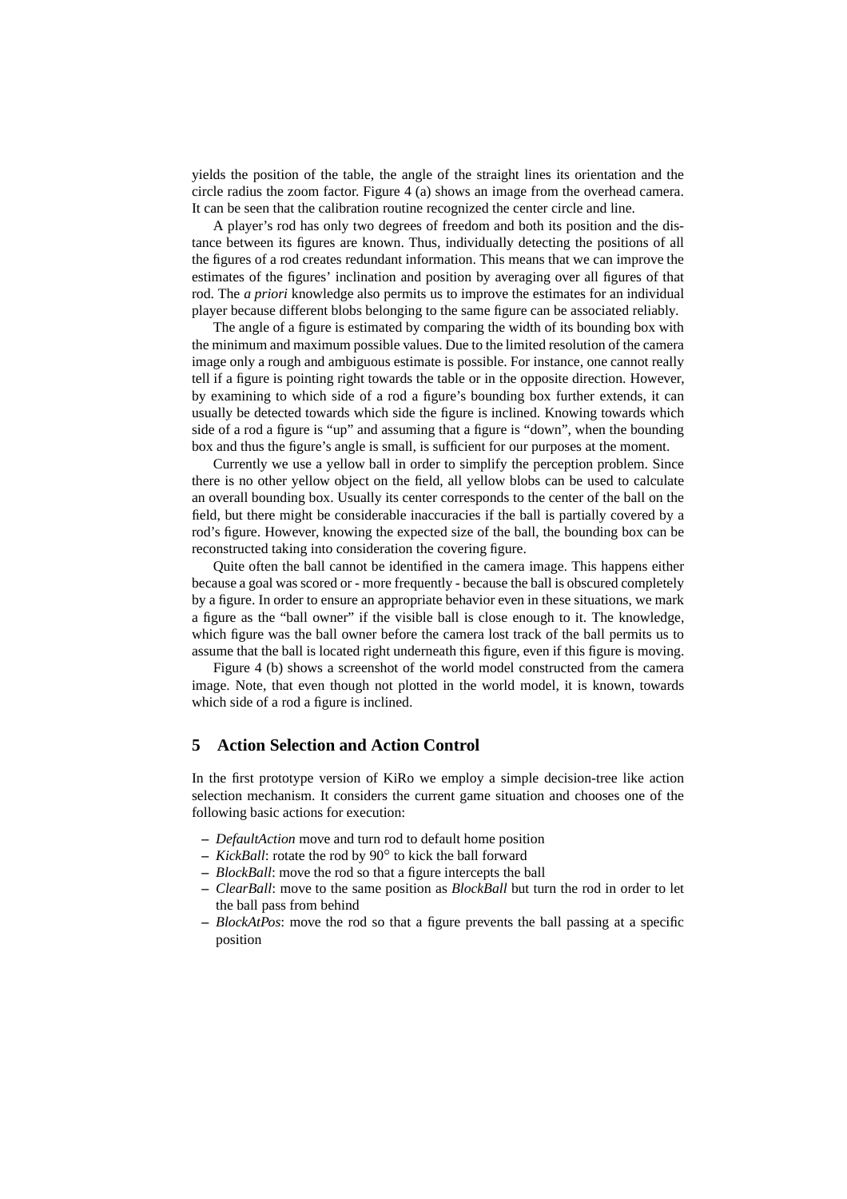yields the position of the table, the angle of the straight lines its orientation and the circle radius the zoom factor. Figure 4 (a) shows an image from the overhead camera. It can be seen that the calibration routine recognized the center circle and line.

A player's rod has only two degrees of freedom and both its position and the distance between its figures are known. Thus, individually detecting the positions of all the figures of a rod creates redundant information. This means that we can improve the estimates of the figures' inclination and position by averaging over all figures of that rod. The *a priori* knowledge also permits us to improve the estimates for an individual player because different blobs belonging to the same figure can be associated reliably.

The angle of a figure is estimated by comparing the width of its bounding box with the minimum and maximum possible values. Due to the limited resolution of the camera image only a rough and ambiguous estimate is possible. For instance, one cannot really tell if a figure is pointing right towards the table or in the opposite direction. However, by examining to which side of a rod a figure's bounding box further extends, it can usually be detected towards which side the figure is inclined. Knowing towards which side of a rod a figure is "up" and assuming that a figure is "down", when the bounding box and thus the figure's angle is small, is sufficient for our purposes at the moment.

Currently we use a yellow ball in order to simplify the perception problem. Since there is no other yellow object on the field, all yellow blobs can be used to calculate an overall bounding box. Usually its center corresponds to the center of the ball on the field, but there might be considerable inaccuracies if the ball is partially covered by a rod's figure. However, knowing the expected size of the ball, the bounding box can be reconstructed taking into consideration the covering figure.

Quite often the ball cannot be identified in the camera image. This happens either because a goal was scored or - more frequently - because the ball is obscured completely by a figure. In order to ensure an appropriate behavior even in these situations, we mark a figure as the "ball owner" if the visible ball is close enough to it. The knowledge, which figure was the ball owner before the camera lost track of the ball permits us to assume that the ball is located right underneath this figure, even if this figure is moving.

Figure 4 (b) shows a screenshot of the world model constructed from the camera image. Note, that even though not plotted in the world model, it is known, towards which side of a rod a figure is inclined.

## 5 Action Selection and Action Control

In the first prototype version of KiRo we employ a simple decision-tree like action selection mechanism. It considers the current game situation and chooses one of the following basic actions for execution:

- *DefaultAction* move and turn rod to default home position
- *KickBall*: rotate the rod by 90° to kick the ball forward
- *BlockBall*: move the rod so that a figure intercepts the ball
- *ClearBall*: move to the same position as *BlockBall* but turn the rod in order to let the ball pass from behind
- *BlockAtPos*: move the rod so that a figure prevents the ball passing at a specific position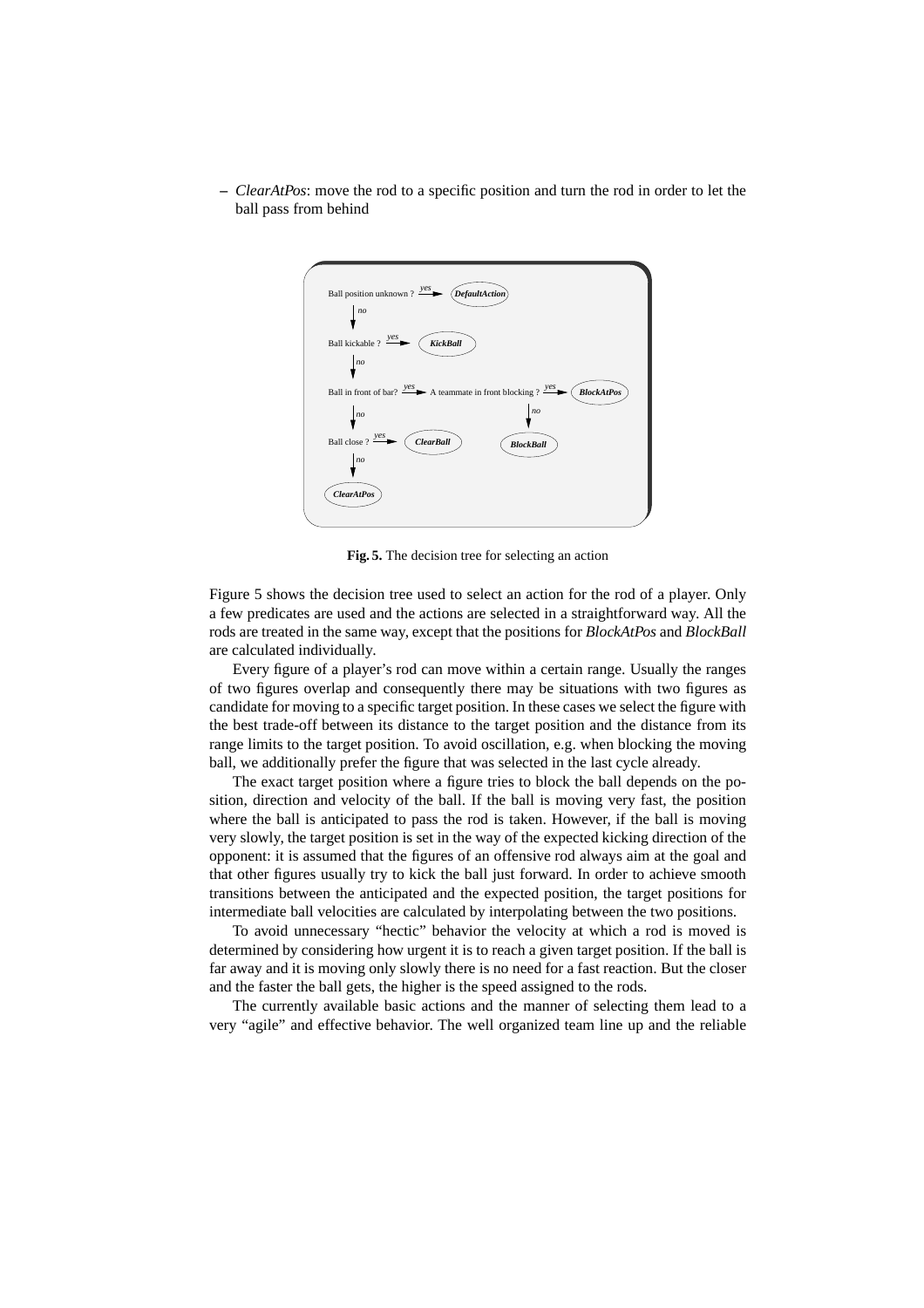– *ClearAtPos*: move the rod to a specific position and turn the rod in order to let the ball pass from behind

Ball position unknown ? yes DefaultAction
no
Ball kickable ? yes KickBall
no
Ball in front of bar? yes A teammate in front blocking ? yes BlockAtPos
no
BlockBall
no
Ball close ? yes ClearBall
no
ClearAtPos

**Fig. 5.** The decision tree for selecting an action

Figure 5 shows the decision tree used to select an action for the rod of a player. Only a few predicates are used and the actions are selected in a straightforward way. All the rods are treated in the same way, except that the positions for *BlockAtPos* and *BlockBall* are calculated individually.

Every figure of a player's rod can move within a certain range. Usually the ranges of two figures overlap and consequently there may be situations with two figures as candidate for moving to a specific target position. In these cases we select the figure with the best trade-off between its distance to the target position and the distance from its range limits to the target position. To avoid oscillation, e.g. when blocking the moving ball, we additionally prefer the figure that was selected in the last cycle already.

The exact target position where a figure tries to block the ball depends on the position, direction and velocity of the ball. If the ball is moving very fast, the position where the ball is anticipated to pass the rod is taken. However, if the ball is moving very slowly, the target position is set in the way of the expected kicking direction of the opponent: it is assumed that the figures of an offensive rod always aim at the goal and that other figures usually try to kick the ball just forward. In order to achieve smooth transitions between the anticipated and the expected position, the target positions for intermediate ball velocities are calculated by interpolating between the two positions.

To avoid unnecessary "hectic" behavior the velocity at which a rod is moved is determined by considering how urgent it is to reach a given target position. If the ball is far away and it is moving only slowly there is no need for a fast reaction. But the closer and the faster the ball gets, the higher is the speed assigned to the rods.

The currently available basic actions and the manner of selecting them lead to a very "agile" and effective behavior. The well organized team line up and the reliable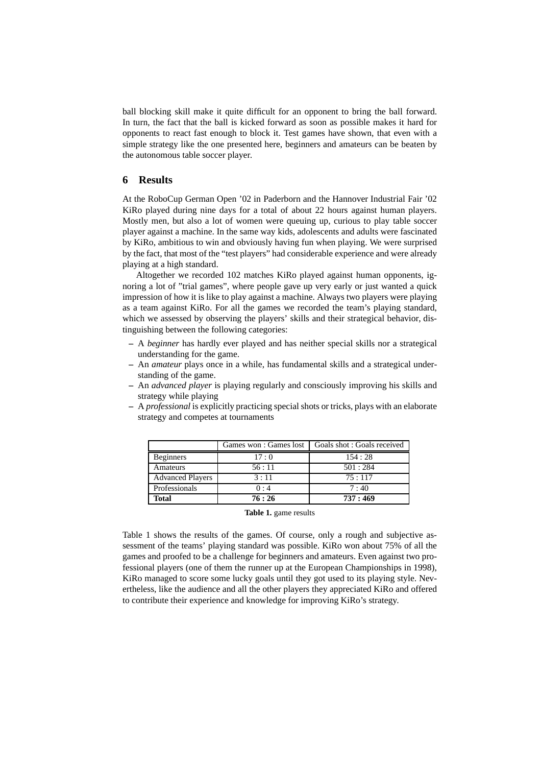ball blocking skill make it quite difficult for an opponent to bring the ball forward. In turn, the fact that the ball is kicked forward as soon as possible makes it hard for opponents to react fast enough to block it. Test games have shown, that even with a simple strategy like the one presented here, beginners and amateurs can be beaten by the autonomous table soccer player.

## 6 Results

At the RoboCup German Open '02 in Paderborn and the Hannover Industrial Fair '02 KiRo played during nine days for a total of about 22 hours against human players. Mostly men, but also a lot of women were queuing up, curious to play table soccer player against a machine. In the same way kids, adolescents and adults were fascinated by KiRo, ambitious to win and obviously having fun when playing. We were surprised by the fact, that most of the "test players" had considerable experience and were already playing at a high standard.

Altogether we recorded 102 matches KiRo played against human opponents, ignoring a lot of "trial games", where people gave up very early or just wanted a quick impression of how it is like to play against a machine. Always two players were playing as a team against KiRo. For all the games we recorded the team's playing standard, which we assessed by observing the players' skills and their strategical behavior, distinguishing between the following categories:

- A *beginner* has hardly ever played and has neither special skills nor a strategical understanding for the game.
- An *amateur* plays once in a while, has fundamental skills and a strategical understanding of the game.
- An *advanced player* is playing regularly and consciously improving his skills and strategy while playing
- A *professional* is explicitly practicing special shots or tricks, plays with an elaborate strategy and competes at tournaments

| | Games won : Games lost | Goals shot : Goals received |
|---|---|---|
| Beginners | 17 : 0 | 154 : 28 |
| Amateurs | 56 : 11 | 501 : 284 |
| Advanced Players | 3 : 11 | 75 : 117 |
| Professionals | 0 : 4 | 7 : 40 |
| **Total** | **76 : 26** | **737 : 469** |

**Table 1.** game results

Table 1 shows the results of the games. Of course, only a rough and subjective assessment of the teams' playing standard was possible. KiRo won about 75% of all the games and proofed to be a challenge for beginners and amateurs. Even against two professional players (one of them the runner up at the European Championships in 1998), KiRo managed to score some lucky goals until they got used to its playing style. Nevertheless, like the audience and all the other players they appreciated KiRo and offered to contribute their experience and knowledge for improving KiRo's strategy.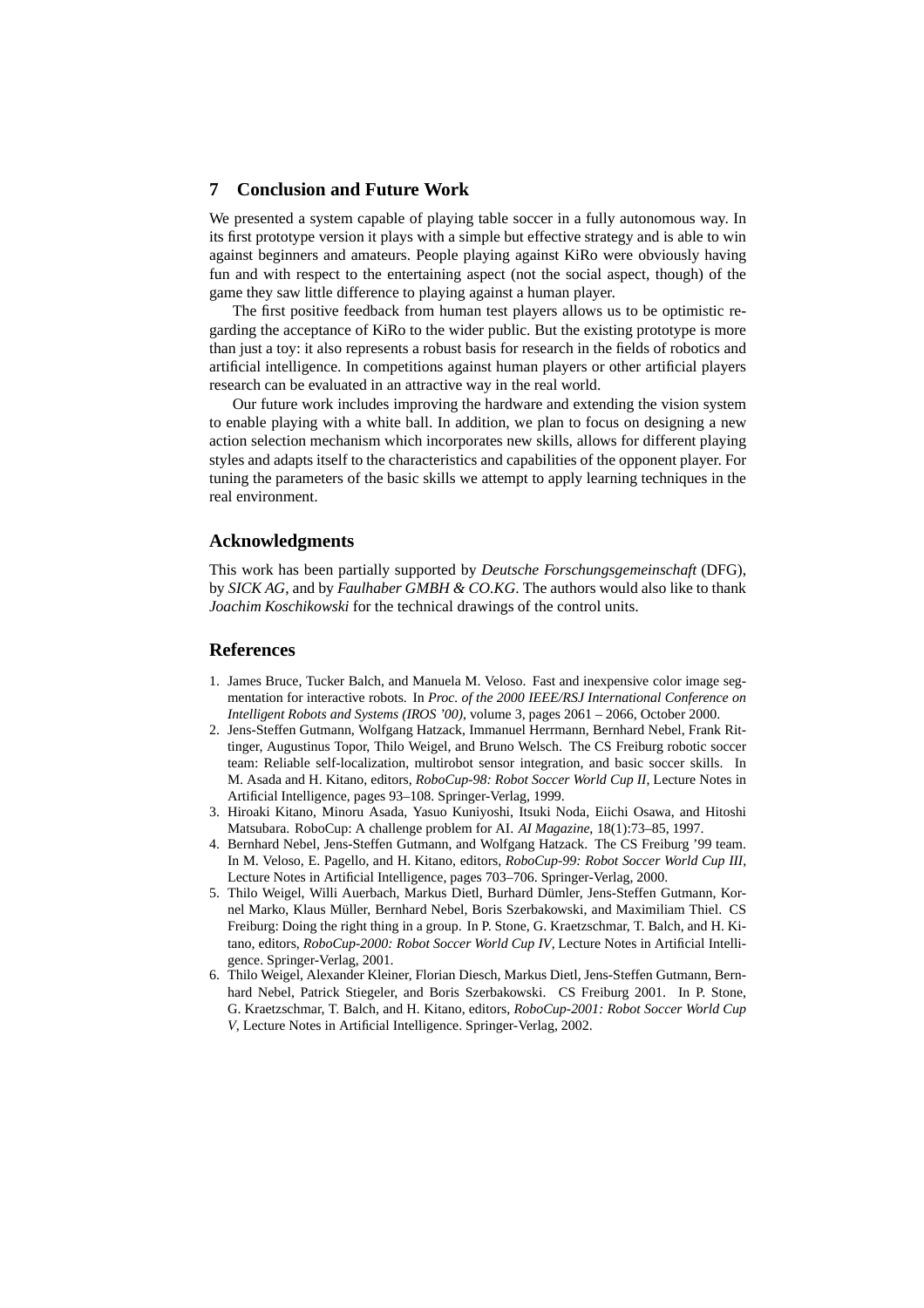## 7 Conclusion and Future Work

We presented a system capable of playing table soccer in a fully autonomous way. In its first prototype version it plays with a simple but effective strategy and is able to win against beginners and amateurs. People playing against KiRo were obviously having fun and with respect to the entertaining aspect (not the social aspect, though) of the game they saw little difference to playing against a human player.

The first positive feedback from human test players allows us to be optimistic regarding the acceptance of KiRo to the wider public. But the existing prototype is more than just a toy: it also represents a robust basis for research in the fields of robotics and artificial intelligence. In competitions against human players or other artificial players research can be evaluated in an attractive way in the real world.

Our future work includes improving the hardware and extending the vision system to enable playing with a white ball. In addition, we plan to focus on designing a new action selection mechanism which incorporates new skills, allows for different playing styles and adapts itself to the characteristics and capabilities of the opponent player. For tuning the parameters of the basic skills we attempt to apply learning techniques in the real environment.

## Acknowledgments

This work has been partially supported by *Deutsche Forschungsgemeinschaft* (DFG), by *SICK AG*, and by *Faulhaber GMBH & CO.KG*. The authors would also like to thank *Joachim Koschikowski* for the technical drawings of the control units.

## References

1. James Bruce, Tucker Balch, and Manuela M. Veloso. Fast and inexpensive color image segmentation for interactive robots. In *Proc. of the 2000 IEEE/RSJ International Conference on Intelligent Robots and Systems (IROS '00)*, volume 3, pages 2061 – 2066, October 2000.
2. Jens-Steffen Gutmann, Wolfgang Hatzack, Immanuel Herrmann, Bernhard Nebel, Frank Rittinger, Augustinus Topor, Thilo Weigel, and Bruno Welsch. The CS Freiburg robotic soccer team: Reliable self-localization, multirobot sensor integration, and basic soccer skills. In M. Asada and H. Kitano, editors, *RoboCup-98: Robot Soccer World Cup II*, Lecture Notes in Artificial Intelligence, pages 93–108. Springer-Verlag, 1999.
3. Hiroaki Kitano, Minoru Asada, Yasuo Kuniyoshi, Itsuki Noda, Eiichi Osawa, and Hitoshi Matsubara. RoboCup: A challenge problem for AI. *AI Magazine*, 18(1):73–85, 1997.
4. Bernhard Nebel, Jens-Steffen Gutmann, and Wolfgang Hatzack. The CS Freiburg '99 team. In M. Veloso, E. Pagello, and H. Kitano, editors, *RoboCup-99: Robot Soccer World Cup III*, Lecture Notes in Artificial Intelligence, pages 703–706. Springer-Verlag, 2000.
5. Thilo Weigel, Willi Auerbach, Markus Dietl, Burhard Dümler, Jens-Steffen Gutmann, Kornel Marko, Klaus Müller, Bernhard Nebel, Boris Szerbakowski, and Maximiliam Thiel. CS Freiburg: Doing the right thing in a group. In P. Stone, G. Kraetzschmar, T. Balch, and H. Kitano, editors, *RoboCup-2000: Robot Soccer World Cup IV*, Lecture Notes in Artificial Intelligence. Springer-Verlag, 2001.
6. Thilo Weigel, Alexander Kleiner, Florian Diesch, Markus Dietl, Jens-Steffen Gutmann, Bernhard Nebel, Patrick Stiegeler, and Boris Szerbakowski. CS Freiburg 2001. In P. Stone, G. Kraetzschmar, T. Balch, and H. Kitano, editors, *RoboCup-2001: Robot Soccer World Cup V*, Lecture Notes in Artificial Intelligence. Springer-Verlag, 2002.